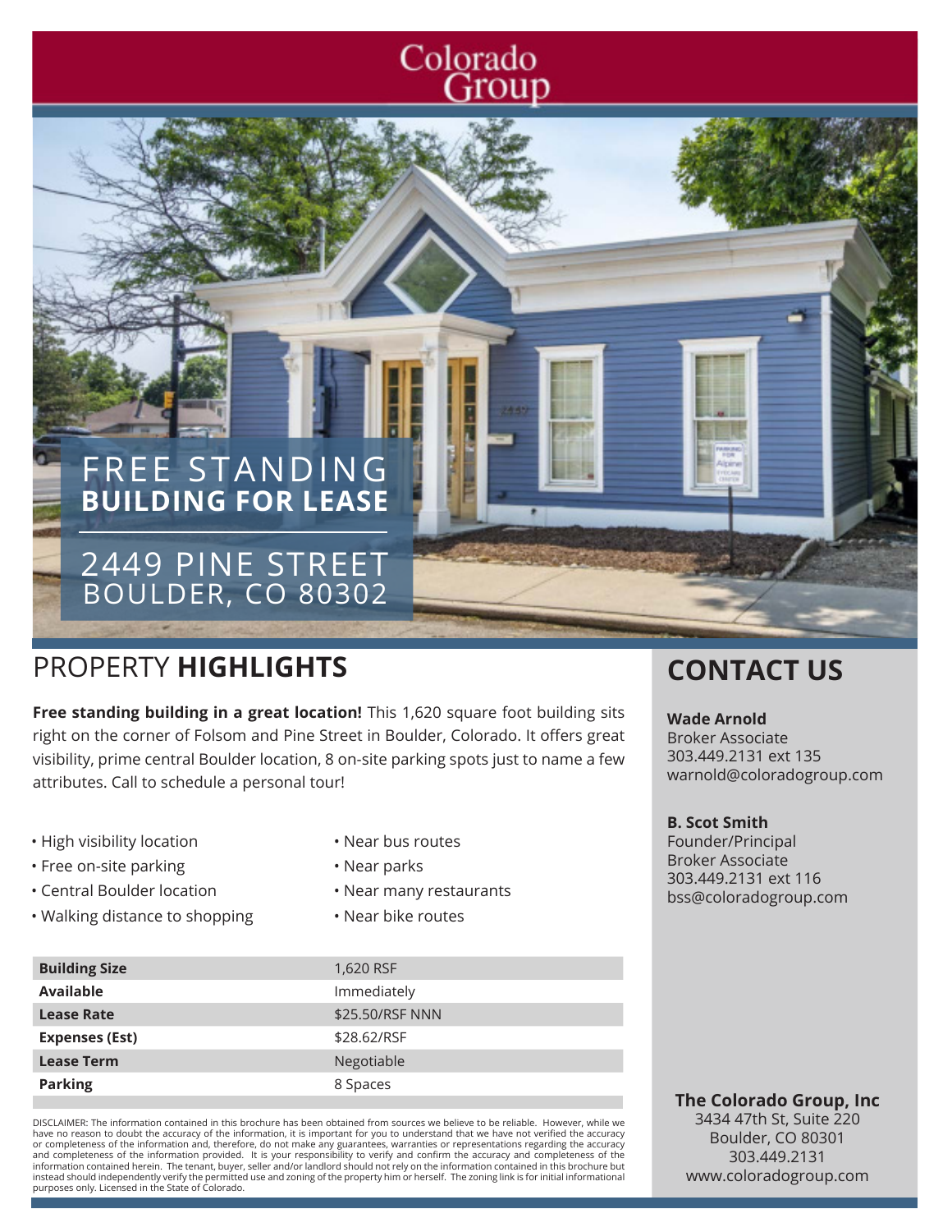# Colorado Group

# FREE STANDING **BUILDING FOR LEASE**

## 2449 PINE STREET
## BOULDER, CO 80302

## PROPERTY **HIGHLIGHTS**

**Free standing building in a great location!** This 1,620 square foot building sits right on the corner of Folsom and Pine Street in Boulder, Colorado. It offers great visibility, prime central Boulder location, 8 on-site parking spots just to name a few attributes. Call to schedule a personal tour!

- High visibility location
- Free on-site parking
- Central Boulder location
- Walking distance to shopping
- Near bus routes
- Near parks
- Near many restaurants
- Near bike routes

| | |
|---|---|
| **Building Size** | 1,620 RSF |
| **Available** | Immediately |
| **Lease Rate** | $25.50/RSF NNN |
| **Expenses (Est)** | $28.62/RSF |
| **Lease Term** | Negotiable |
| **Parking** | 8 Spaces |

DISCLAIMER: The information contained in this brochure has been obtained from sources we believe to be reliable. However, while we have no reason to doubt the accuracy of the information, it is important for you to understand that we have not verified the accuracy or completeness of the information and, therefore, do not make any guarantees, warranties or representations regarding the accuracy and completeness of the information provided. It is your responsibility to verify and confirm the accuracy and completeness of the information contained herein. The tenant, buyer, seller and/or landlord should not rely on the information contained in this brochure but instead should independently verify the permitted use and zoning of the property him or herself. The zoning link is for initial informational purposes only. Licensed in the State of Colorado.

## CONTACT US

**Wade Arnold**
Broker Associate
303.449.2131 ext 135
warnold@coloradogroup.com

**B. Scot Smith**
Founder/Principal
Broker Associate
303.449.2131 ext 116
bss@coloradogroup.com

**The Colorado Group, Inc**
3434 47th St, Suite 220
Boulder, CO 80301
303.449.2131
www.coloradogroup.com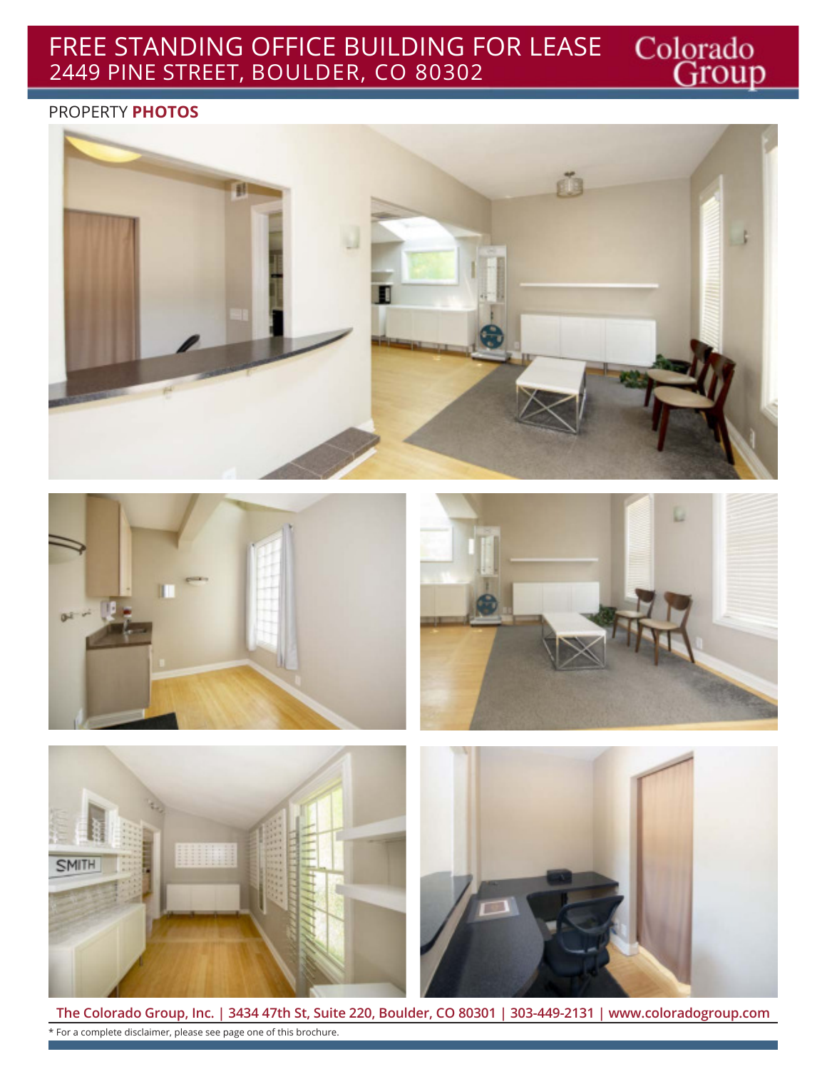# FREE STANDING OFFICE BUILDING FOR LEASE
## 2449 PINE STREET, BOULDER, CO 80302

Colorado Group

PROPERTY **PHOTOS**

The Colorado Group, Inc. | 3434 47th St, Suite 220, Boulder, CO 80301 | 303-449-2131 | www.coloradogroup.com

* For a complete disclaimer, please see page one of this brochure.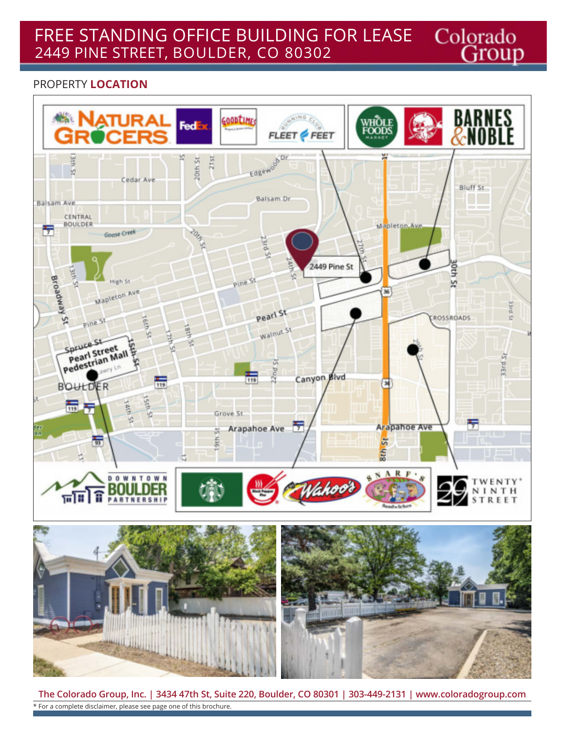# FREE STANDING OFFICE BUILDING FOR LEASE
## 2449 PINE STREET, BOULDER, CO 80302

## PROPERTY **LOCATION**

The Colorado Group, Inc. | 3434 47th St, Suite 220, Boulder, CO 80301 | 303-449-2131 | www.coloradogroup.com

* For a complete disclaimer, please see page one of this brochure.